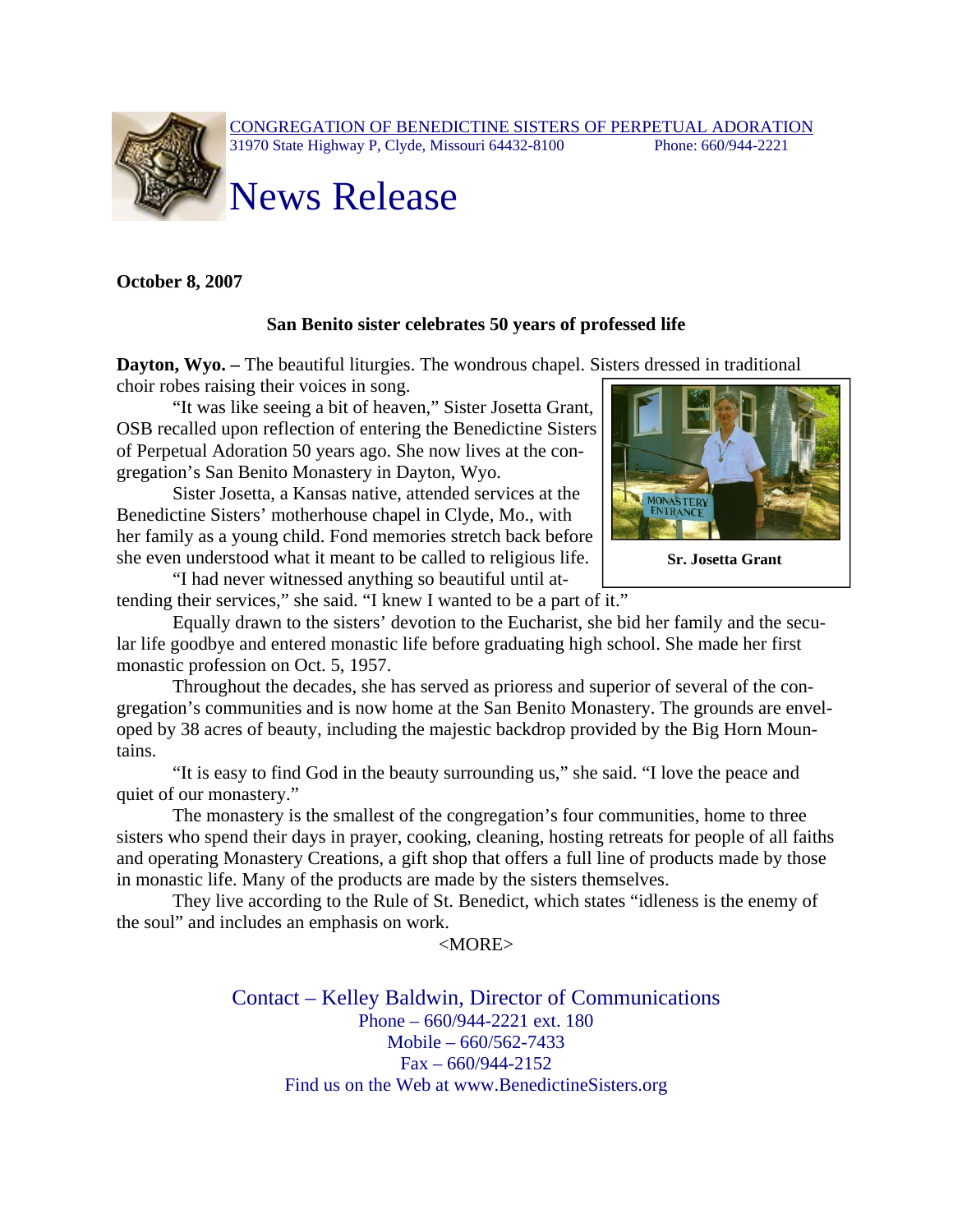CONGREGATION OF BENEDICTINE SISTERS OF PERPETUAL ADORATION
31970 State Highway P, Clyde, Missouri 64432-8100 Phone: 660/944-2221

# News Release

**October 8, 2007**

**San Benito sister celebrates 50 years of professed life**

**Dayton, Wyo. –** The beautiful liturgies. The wondrous chapel. Sisters dressed in traditional choir robes raising their voices in song.

"It was like seeing a bit of heaven," Sister Josetta Grant, OSB recalled upon reflection of entering the Benedictine Sisters of Perpetual Adoration 50 years ago. She now lives at the congregation's San Benito Monastery in Dayton, Wyo.

Sister Josetta, a Kansas native, attended services at the Benedictine Sisters' motherhouse chapel in Clyde, Mo., with her family as a young child. Fond memories stretch back before she even understood what it meant to be called to religious life.

"I had never witnessed anything so beautiful until attending their services," she said. "I knew I wanted to be a part of it."

Sr. Josetta Grant

Equally drawn to the sisters' devotion to the Eucharist, she bid her family and the secular life goodbye and entered monastic life before graduating high school. She made her first monastic profession on Oct. 5, 1957.

Throughout the decades, she has served as prioress and superior of several of the congregation's communities and is now home at the San Benito Monastery. The grounds are enveloped by 38 acres of beauty, including the majestic backdrop provided by the Big Horn Mountains.

"It is easy to find God in the beauty surrounding us," she said. "I love the peace and quiet of our monastery."

The monastery is the smallest of the congregation's four communities, home to three sisters who spend their days in prayer, cooking, cleaning, hosting retreats for people of all faiths and operating Monastery Creations, a gift shop that offers a full line of products made by those in monastic life. Many of the products are made by the sisters themselves.

They live according to the Rule of St. Benedict, which states "idleness is the enemy of the soul" and includes an emphasis on work.

<MORE>

Contact – Kelley Baldwin, Director of Communications
Phone – 660/944-2221 ext. 180
Mobile – 660/562-7433
Fax – 660/944-2152
Find us on the Web at www.BenedictineSisters.org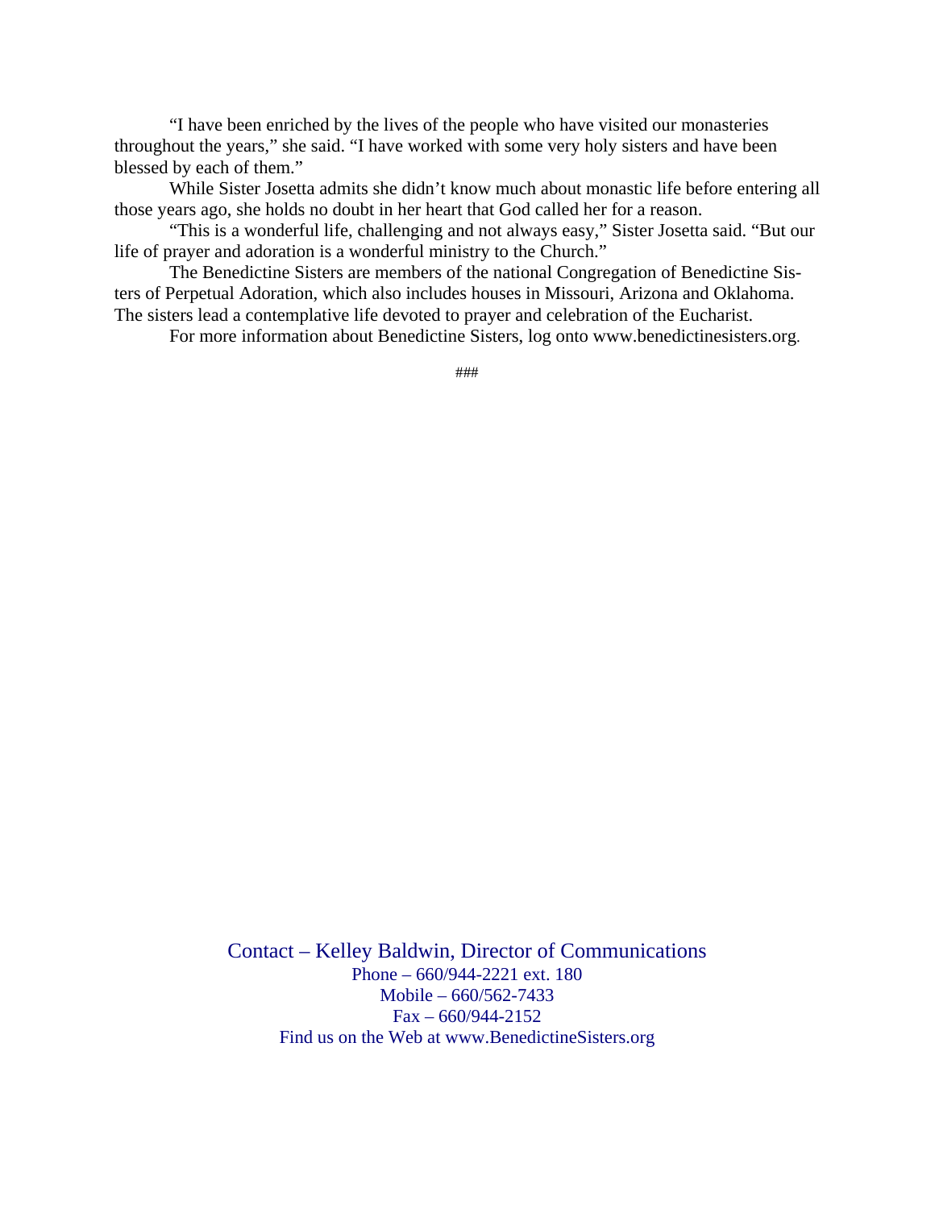"I have been enriched by the lives of the people who have visited our monasteries throughout the years," she said. "I have worked with some very holy sisters and have been blessed by each of them."

While Sister Josetta admits she didn't know much about monastic life before entering all those years ago, she holds no doubt in her heart that God called her for a reason.

"This is a wonderful life, challenging and not always easy," Sister Josetta said. "But our life of prayer and adoration is a wonderful ministry to the Church."

The Benedictine Sisters are members of the national Congregation of Benedictine Sisters of Perpetual Adoration, which also includes houses in Missouri, Arizona and Oklahoma. The sisters lead a contemplative life devoted to prayer and celebration of the Eucharist.

For more information about Benedictine Sisters, log onto www.benedictinesisters.org.

###

Contact – Kelley Baldwin, Director of Communications
Phone – 660/944-2221 ext. 180
Mobile – 660/562-7433
Fax – 660/944-2152
Find us on the Web at www.BenedictineSisters.org